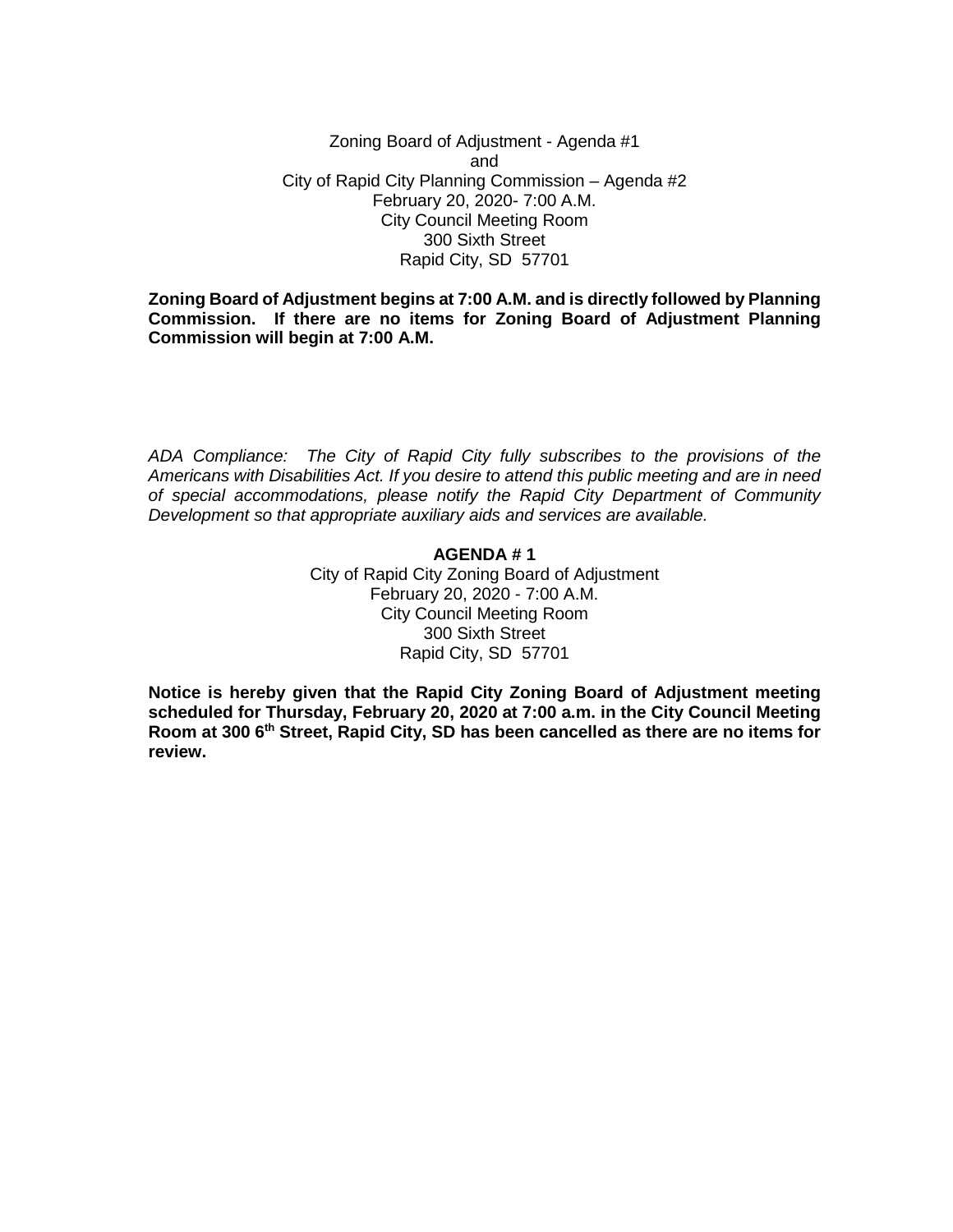Zoning Board of Adjustment - Agenda #1
and
City of Rapid City Planning Commission – Agenda #2
February 20, 2020- 7:00 A.M.
City Council Meeting Room
300 Sixth Street
Rapid City, SD 57701

**Zoning Board of Adjustment begins at 7:00 A.M. and is directly followed by Planning Commission. If there are no items for Zoning Board of Adjustment Planning Commission will begin at 7:00 A.M.**

*ADA Compliance: The City of Rapid City fully subscribes to the provisions of the Americans with Disabilities Act. If you desire to attend this public meeting and are in need of special accommodations, please notify the Rapid City Department of Community Development so that appropriate auxiliary aids and services are available.*

**AGENDA # 1**

City of Rapid City Zoning Board of Adjustment
February 20, 2020 - 7:00 A.M.
City Council Meeting Room
300 Sixth Street
Rapid City, SD 57701

**Notice is hereby given that the Rapid City Zoning Board of Adjustment meeting scheduled for Thursday, February 20, 2020 at 7:00 a.m. in the City Council Meeting Room at 300 6th Street, Rapid City, SD has been cancelled as there are no items for review.**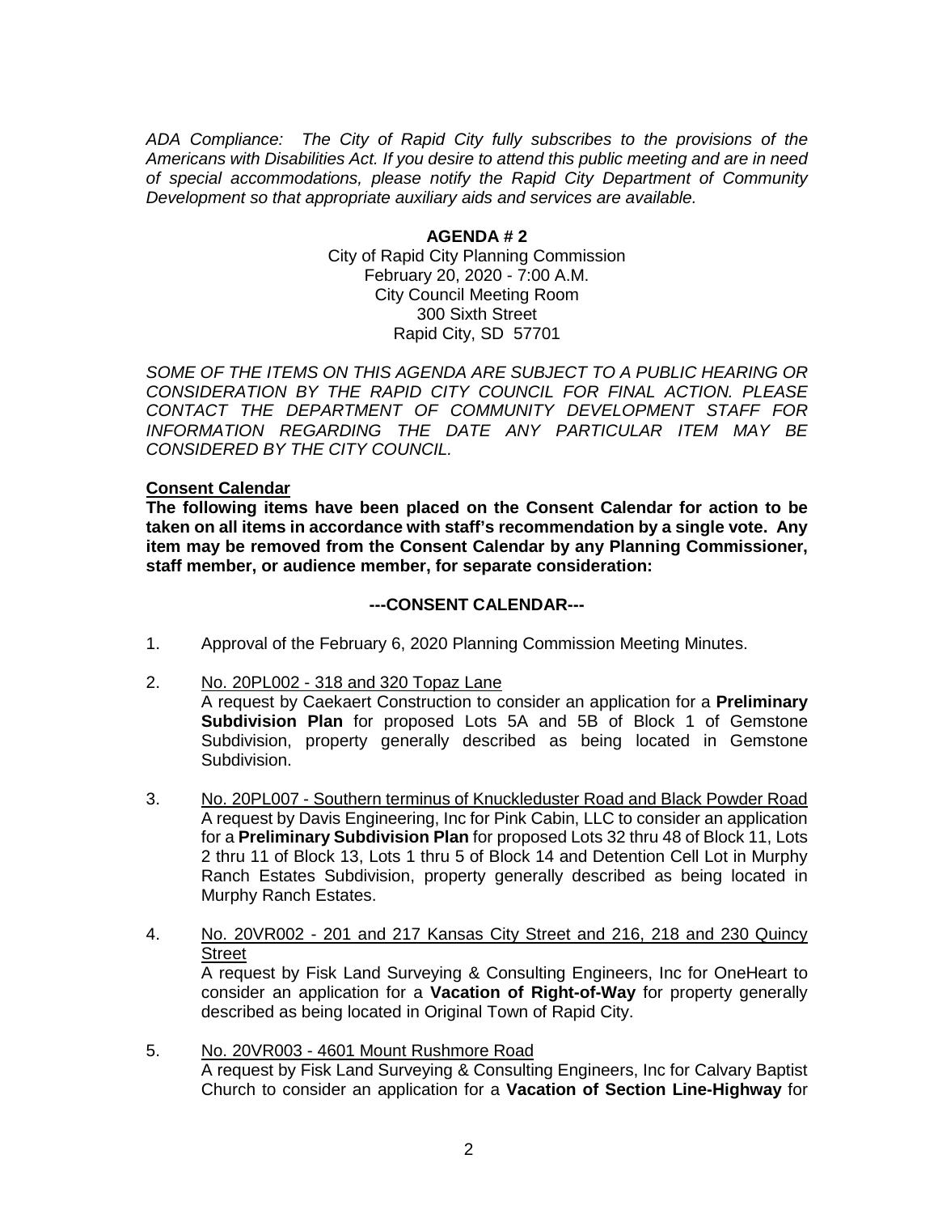*ADA Compliance: The City of Rapid City fully subscribes to the provisions of the Americans with Disabilities Act. If you desire to attend this public meeting and are in need of special accommodations, please notify the Rapid City Department of Community Development so that appropriate auxiliary aids and services are available.*

**AGENDA # 2**

City of Rapid City Planning Commission
February 20, 2020 - 7:00 A.M.
City Council Meeting Room
300 Sixth Street
Rapid City, SD 57701

*SOME OF THE ITEMS ON THIS AGENDA ARE SUBJECT TO A PUBLIC HEARING OR CONSIDERATION BY THE RAPID CITY COUNCIL FOR FINAL ACTION. PLEASE CONTACT THE DEPARTMENT OF COMMUNITY DEVELOPMENT STAFF FOR INFORMATION REGARDING THE DATE ANY PARTICULAR ITEM MAY BE CONSIDERED BY THE CITY COUNCIL.*

**Consent Calendar**

**The following items have been placed on the Consent Calendar for action to be taken on all items in accordance with staff's recommendation by a single vote. Any item may be removed from the Consent Calendar by any Planning Commissioner, staff member, or audience member, for separate consideration:**

**---CONSENT CALENDAR---**

1. Approval of the February 6, 2020 Planning Commission Meeting Minutes.

2. No. 20PL002 - 318 and 320 Topaz Lane
   A request by Caekaert Construction to consider an application for a **Preliminary Subdivision Plan** for proposed Lots 5A and 5B of Block 1 of Gemstone Subdivision, property generally described as being located in Gemstone Subdivision.

3. No. 20PL007 - Southern terminus of Knuckleduster Road and Black Powder Road
   A request by Davis Engineering, Inc for Pink Cabin, LLC to consider an application for a **Preliminary Subdivision Plan** for proposed Lots 32 thru 48 of Block 11, Lots 2 thru 11 of Block 13, Lots 1 thru 5 of Block 14 and Detention Cell Lot in Murphy Ranch Estates Subdivision, property generally described as being located in Murphy Ranch Estates.

4. No. 20VR002 - 201 and 217 Kansas City Street and 216, 218 and 230 Quincy Street
   A request by Fisk Land Surveying & Consulting Engineers, Inc for OneHeart to consider an application for a **Vacation of Right-of-Way** for property generally described as being located in Original Town of Rapid City.

5. No. 20VR003 - 4601 Mount Rushmore Road
   A request by Fisk Land Surveying & Consulting Engineers, Inc for Calvary Baptist Church to consider an application for a **Vacation of Section Line-Highway** for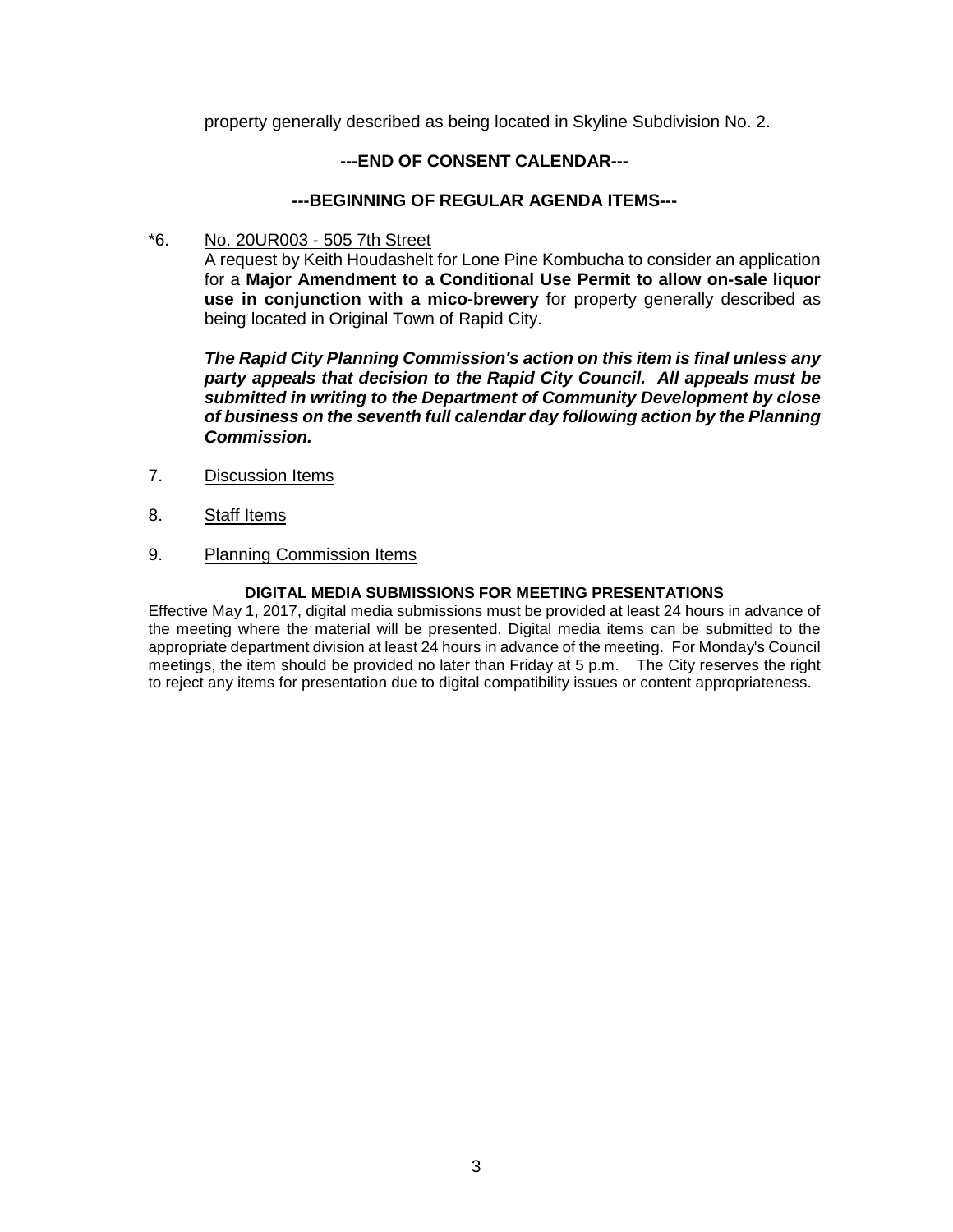property generally described as being located in Skyline Subdivision No. 2.

**---END OF CONSENT CALENDAR---**

**---BEGINNING OF REGULAR AGENDA ITEMS---**

*6. No. 20UR003 - 505 7th Street

A request by Keith Houdashelt for Lone Pine Kombucha to consider an application for a **Major Amendment to a Conditional Use Permit to allow on-sale liquor use in conjunction with a mico-brewery** for property generally described as being located in Original Town of Rapid City.

***The Rapid City Planning Commission's action on this item is final unless any party appeals that decision to the Rapid City Council. All appeals must be submitted in writing to the Department of Community Development by close of business on the seventh full calendar day following action by the Planning Commission.***

7. Discussion Items

8. Staff Items

9. Planning Commission Items

**DIGITAL MEDIA SUBMISSIONS FOR MEETING PRESENTATIONS**

Effective May 1, 2017, digital media submissions must be provided at least 24 hours in advance of the meeting where the material will be presented. Digital media items can be submitted to the appropriate department division at least 24 hours in advance of the meeting. For Monday's Council meetings, the item should be provided no later than Friday at 5 p.m. The City reserves the right to reject any items for presentation due to digital compatibility issues or content appropriateness.